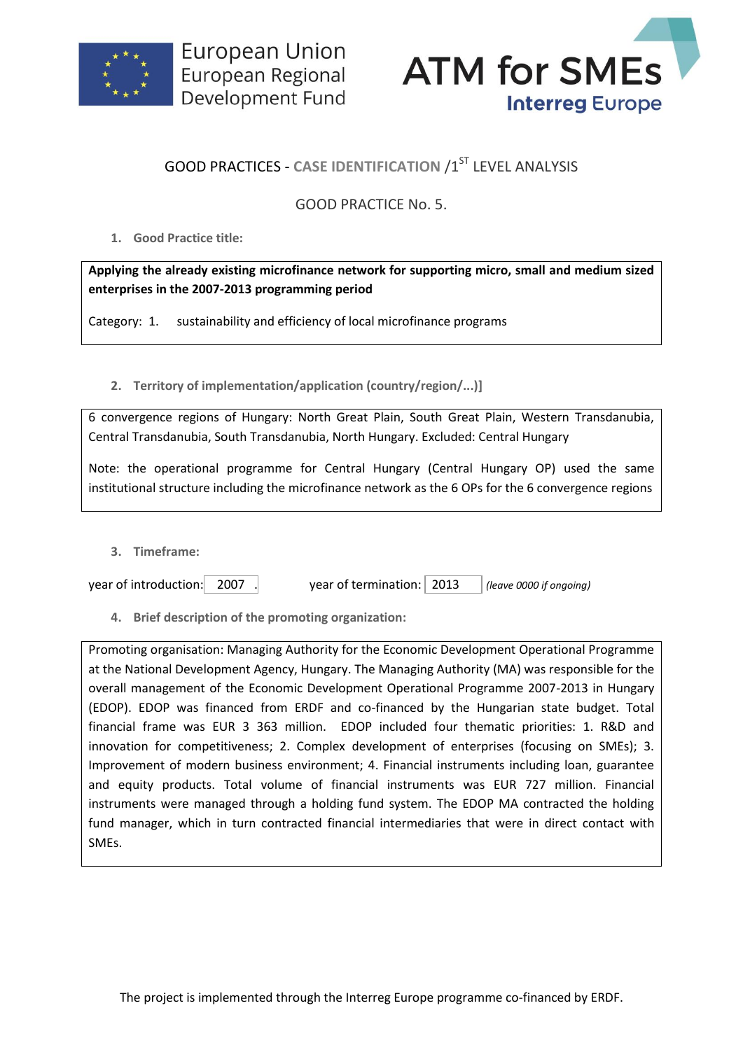European Union
European Regional
Development Fund

ATM for SMEs
Interreg Europe

# GOOD PRACTICES - CASE IDENTIFICATION /1[ST] LEVEL ANALYSIS

## GOOD PRACTICE No. 5.

**1. Good Practice title:**

**Applying the already existing microfinance network for supporting micro, small and medium sized enterprises in the 2007-2013 programming period**

Category: 1. sustainability and efficiency of local microfinance programs

**2. Territory of implementation/application (country/region/...)]**

6 convergence regions of Hungary: North Great Plain, South Great Plain, Western Transdanubia, Central Transdanubia, South Transdanubia, North Hungary. Excluded: Central Hungary

Note: the operational programme for Central Hungary (Central Hungary OP) used the same institutional structure including the microfinance network as the 6 OPs for the 6 convergence regions

**3. Timeframe:**

year of introduction: 2007 year of termination: 2013 *(leave 0000 if ongoing)*

**4. Brief description of the promoting organization:**

Promoting organisation: Managing Authority for the Economic Development Operational Programme at the National Development Agency, Hungary. The Managing Authority (MA) was responsible for the overall management of the Economic Development Operational Programme 2007-2013 in Hungary (EDOP). EDOP was financed from ERDF and co-financed by the Hungarian state budget. Total financial frame was EUR 3 363 million. EDOP included four thematic priorities: 1. R&D and innovation for competitiveness; 2. Complex development of enterprises (focusing on SMEs); 3. Improvement of modern business environment; 4. Financial instruments including loan, guarantee and equity products. Total volume of financial instruments was EUR 727 million. Financial instruments were managed through a holding fund system. The EDOP MA contracted the holding fund manager, which in turn contracted financial intermediaries that were in direct contact with SMEs.

The project is implemented through the Interreg Europe programme co-financed by ERDF.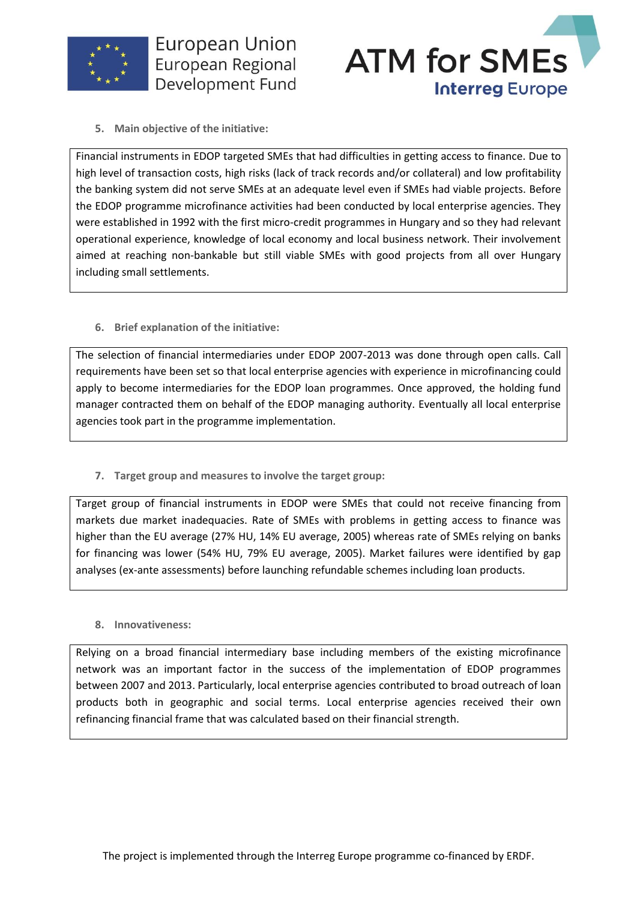**5. Main objective of the initiative:**

Financial instruments in EDOP targeted SMEs that had difficulties in getting access to finance. Due to high level of transaction costs, high risks (lack of track records and/or collateral) and low profitability the banking system did not serve SMEs at an adequate level even if SMEs had viable projects. Before the EDOP programme microfinance activities had been conducted by local enterprise agencies. They were established in 1992 with the first micro-credit programmes in Hungary and so they had relevant operational experience, knowledge of local economy and local business network. Their involvement aimed at reaching non-bankable but still viable SMEs with good projects from all over Hungary including small settlements.

**6. Brief explanation of the initiative:**

The selection of financial intermediaries under EDOP 2007-2013 was done through open calls. Call requirements have been set so that local enterprise agencies with experience in microfinancing could apply to become intermediaries for the EDOP loan programmes. Once approved, the holding fund manager contracted them on behalf of the EDOP managing authority. Eventually all local enterprise agencies took part in the programme implementation.

**7. Target group and measures to involve the target group:**

Target group of financial instruments in EDOP were SMEs that could not receive financing from markets due market inadequacies. Rate of SMEs with problems in getting access to finance was higher than the EU average (27% HU, 14% EU average, 2005) whereas rate of SMEs relying on banks for financing was lower (54% HU, 79% EU average, 2005). Market failures were identified by gap analyses (ex-ante assessments) before launching refundable schemes including loan products.

**8. Innovativeness:**

Relying on a broad financial intermediary base including members of the existing microfinance network was an important factor in the success of the implementation of EDOP programmes between 2007 and 2013. Particularly, local enterprise agencies contributed to broad outreach of loan products both in geographic and social terms. Local enterprise agencies received their own refinancing financial frame that was calculated based on their financial strength.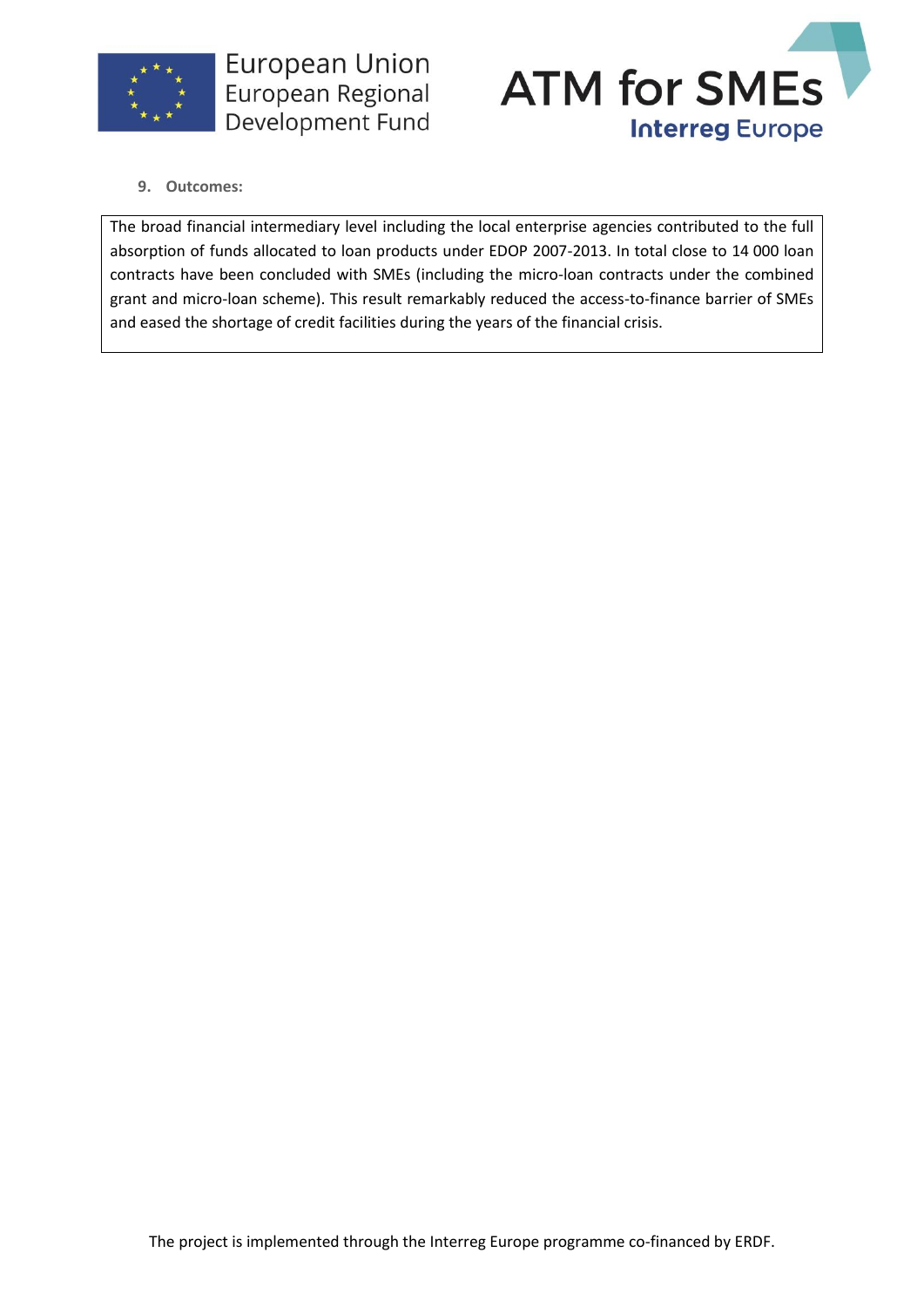9. **Outcomes:**

The broad financial intermediary level including the local enterprise agencies contributed to the full absorption of funds allocated to loan products under EDOP 2007-2013. In total close to 14 000 loan contracts have been concluded with SMEs (including the micro-loan contracts under the combined grant and micro-loan scheme). This result remarkably reduced the access-to-finance barrier of SMEs and eased the shortage of credit facilities during the years of the financial crisis.